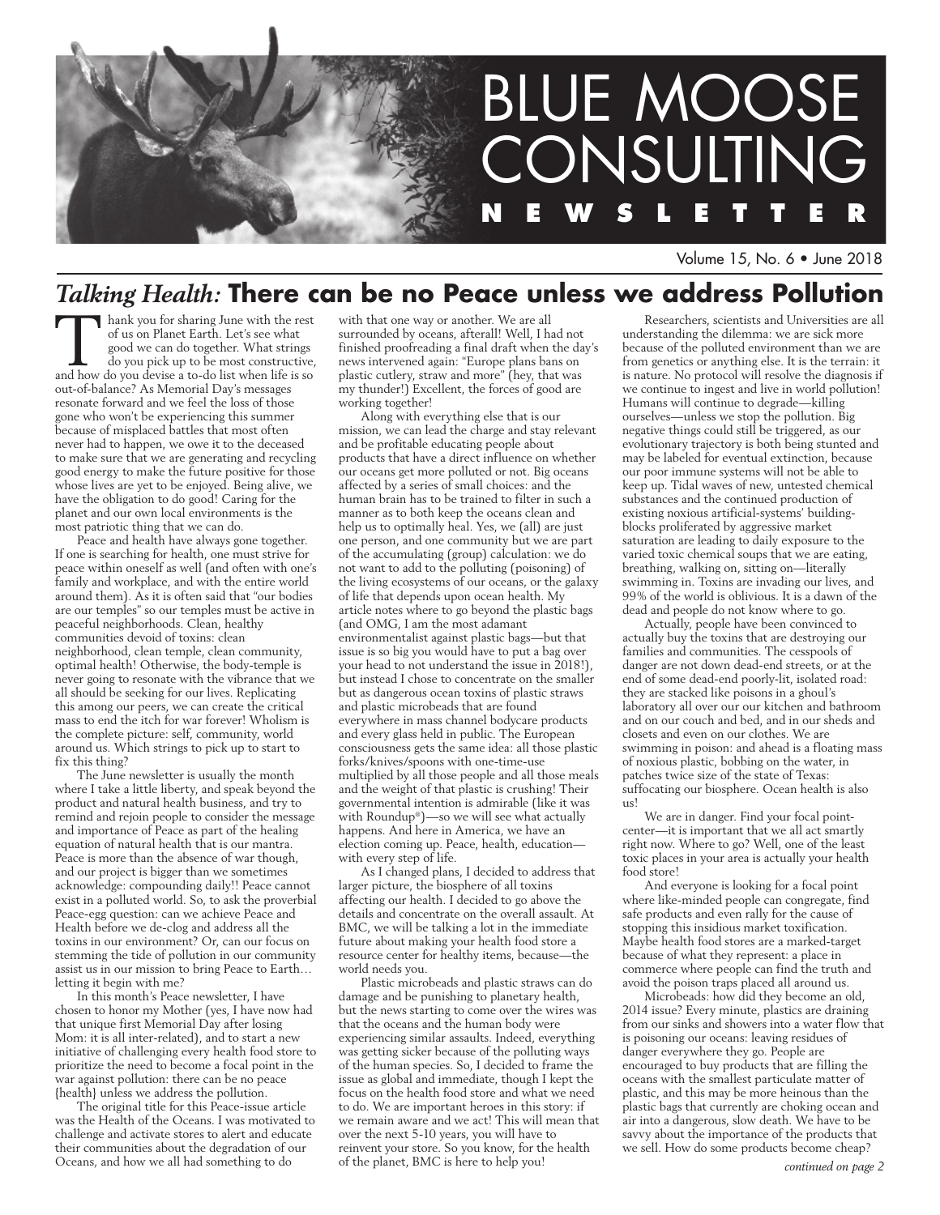# BLUE MOOSE CONSULTING NEWSLETTER

Volume 15, No. 6 • June 2018

## *Talking Health:* There can be no Peace unless we address Pollution

Thank you for sharing June with the rest of us on Planet Earth. Let's see what good we can do together. What strings do you pick up to be most constructive, and how do you devise a to-do list when life is so out-of-balance? As Memorial Day's messages resonate forward and we feel the loss of those gone who won't be experiencing this summer because of misplaced battles that most often never had to happen, we owe it to the deceased to make sure that we are generating and recycling good energy to make the future positive for those whose lives are yet to be enjoyed. Being alive, we have the obligation to do good! Caring for the planet and our own local environments is the most patriotic thing that we can do.

Peace and health have always gone together. If one is searching for health, one must strive for peace within oneself as well (and often with one's family and workplace, and with the entire world around them). As it is often said that "our bodies are our temples" so our temples must be active in peaceful neighborhoods. Clean, healthy communities devoid of toxins: clean neighborhood, clean temple, clean community, optimal health! Otherwise, the body-temple is never going to resonate with the vibrance that we all should be seeking for our lives. Replicating this among our peers, we can create the critical mass to end the itch for war forever! Wholism is the complete picture: self, community, world around us. Which strings to pick up to start to fix this thing?

The June newsletter is usually the month where I take a little liberty, and speak beyond the product and natural health business, and try to remind and rejoin people to consider the message and importance of Peace as part of the healing equation of natural health that is our mantra. Peace is more than the absence of war though, and our project is bigger than we sometimes acknowledge: compounding daily!! Peace cannot exist in a polluted world. So, to ask the proverbial Peace-egg question: can we achieve Peace and Health before we de-clog and address all the toxins in our environment? Or, can our focus on stemming the tide of pollution in our community assist us in our mission to bring Peace to Earth… letting it begin with me?

In this month's Peace newsletter, I have chosen to honor my Mother (yes, I have now had that unique first Memorial Day after losing Mom: it is all inter-related), and to start a new initiative of challenging every health food store to prioritize the need to become a focal point in the war against pollution: there can be no peace {health} unless we address the pollution.

The original title for this Peace-issue article was the Health of the Oceans. I was motivated to challenge and activate stores to alert and educate their communities about the degradation of our Oceans, and how we all had something to do with that one way or another. We are all surrounded by oceans, afterall! Well, I had not finished proofreading a final draft when the day's news intervened again: "Europe plans bans on plastic cutlery, straw and more" (hey, that was my thunder!) Excellent, the forces of good are working together!

Along with everything else that is our mission, we can lead the charge and stay relevant and be profitable educating people about products that have a direct influence on whether our oceans get more polluted or not. Big oceans affected by a series of small choices: and the human brain has to be trained to filter in such a manner as to both keep the oceans clean and help us to optimally heal. Yes, we (all) are just one person, and one community but we are part of the accumulating (group) calculation: we do not want to add to the polluting (poisoning) of the living ecosystems of our oceans, or the galaxy of life that depends upon ocean health. My article notes where to go beyond the plastic bags (and OMG, I am the most adamant environmentalist against plastic bags—but that issue is so big you would have to put a bag over your head to not understand the issue in 2018!), but instead I chose to concentrate on the smaller but as dangerous ocean toxins of plastic straws and plastic microbeads that are found everywhere in mass channel bodycare products and every glass held in public. The European consciousness gets the same idea: all those plastic forks/knives/spoons with one-time-use multiplied by all those people and all those meals and the weight of that plastic is crushing! Their governmental intention is admirable (like it was with Roundup®)—so we will see what actually happens. And here in America, we have an election coming up. Peace, health, education—with every step of life.

As I changed plans, I decided to address that larger picture, the biosphere of all toxins affecting our health. I decided to go above the details and concentrate on the overall assault. At BMC, we will be talking a lot in the immediate future about making your health food store a resource center for healthy items, because—the world needs you.

Plastic microbeads and plastic straws can do damage and be punishing to planetary health, but the news starting to come over the wires was that the oceans and the human body were experiencing similar assaults. Indeed, everything was getting sicker because of the polluting ways of the human species. So, I decided to frame the issue as global and immediate, though I kept the focus on the health food store and what we need to do. We are important heroes in this story: if we remain aware and we act! This will mean that over the next 5-10 years, you will have to reinvent your store. So you know, for the health of the planet, BMC is here to help you!

Researchers, scientists and Universities are all understanding the dilemma: we are sick more because of the polluted environment than we are from genetics or anything else. It is the terrain: it is nature. No protocol will resolve the diagnosis if we continue to ingest and live in world pollution! Humans will continue to degrade—killing ourselves—unless we stop the pollution. Big negative things could still be triggered, as our evolutionary trajectory is both being stunted and may be labeled for eventual extinction, because our poor immune systems will not be able to keep up. Tidal waves of new, untested chemical substances and the continued production of existing noxious artificial-systems' building-blocks proliferated by aggressive market saturation are leading to daily exposure to the varied toxic chemical soups that we are eating, breathing, walking on, sitting on—literally swimming in. Toxins are invading our lives, and 99% of the world is oblivious. It is a dawn of the dead and people do not know where to go.

Actually, people have been convinced to actually buy the toxins that are destroying our families and communities. The cesspools of danger are not down dead-end streets, or at the end of some dead-end poorly-lit, isolated road: they are stacked like poisons in a ghoul's laboratory all over our our kitchen and bathroom and on our couch and bed, and in our sheds and closets and even on our clothes. We are swimming in poison: and ahead is a floating mass of noxious plastic, bobbing on the water, in patches twice size of the state of Texas: suffocating our biosphere. Ocean health is also us!

We are in danger. Find your focal point-center—it is important that we all act smartly right now. Where to go? Well, one of the least toxic places in your area is actually your health food store!

And everyone is looking for a focal point where like-minded people can congregate, find safe products and even rally for the cause of stopping this insidious market toxification. Maybe health food stores are a marked-target because of what they represent: a place in commerce where people can find the truth and avoid the poison traps placed all around us.

Microbeads: how did they become an old, 2014 issue? Every minute, plastics are draining from our sinks and showers into a water flow that is poisoning our oceans: leaving residues of danger everywhere they go. People are encouraged to buy products that are filling the oceans with the smallest particulate matter of plastic, and this may be more heinous than the plastic bags that currently are choking ocean and air into a dangerous, slow death. We have to be savvy about the importance of the products that we sell. How do some products become cheap?

*continued on page 2*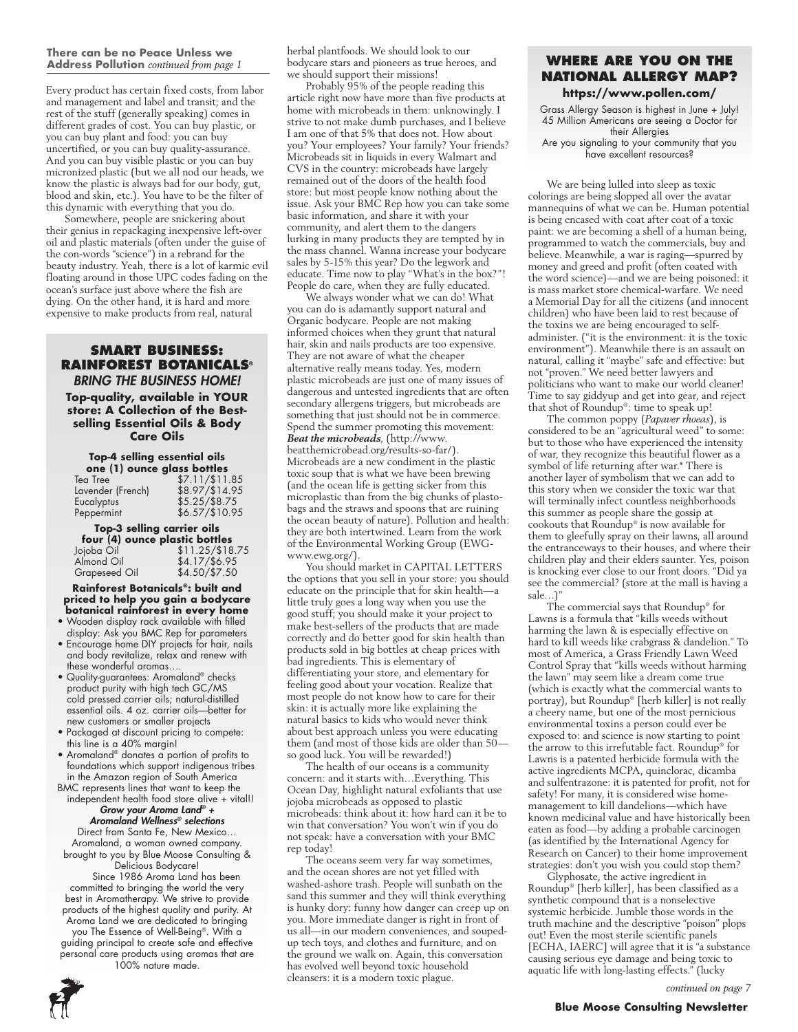**There can be no Peace Unless we Address Pollution** *continued from page 1*

Every product has certain fixed costs, from labor and management and label and transit; and the rest of the stuff (generally speaking) comes in different grades of cost. You can buy plastic, or you can buy plant and food: you can buy uncertified, or you can buy quality-assurance. And you can buy visible plastic or you can buy micronized plastic (but we all nod our heads, we know the plastic is always bad for our body, gut, blood and skin, etc.). You have to be the filter of this dynamic with everything that you do.

Somewhere, people are snickering about their genius in repackaging inexpensive left-over oil and plastic materials (often under the guise of the con-words "science") in a rebrand for the beauty industry. Yeah, there is a lot of karmic evil floating around in those UPC codes fading on the ocean's surface just above where the fish are dying. On the other hand, it is hard and more expensive to make products from real, natural herbal plantfoods. We should look to our bodycare stars and pioneers as true heroes, and we should support their missions!

Probably 95% of the people reading this article right now have more than five products at home with microbeads in them: unknowingly. I strive to not make dumb purchases, and I believe I am one of that 5% that does not. How about you? Your employees? Your family? Your friends? Microbeads sit in liquids in every Walmart and CVS in the country: microbeads have largely remained out of the doors of the health food store: but most people know nothing about the issue. Ask your BMC Rep how you can take some basic information, and share it with your community, and alert them to the dangers lurking in many products they are tempted by in the mass channel. Wanna increase your bodycare sales by 5-15% this year? Do the legwork and educate. Time now to play "What's in the box?"! People do care, when they are fully educated.

We always wonder what we can do! What you can do is adamantly support natural and Organic bodycare. People are not making informed choices when they grunt that natural hair, skin and nails products are too expensive. They are not aware of what the cheaper alternative really means today. Yes, modern plastic microbeads are just one of many issues of dangerous and untested ingredients that are often secondary allergens triggers, but microbeads are something that just should not be in commerce. Spend the summer promoting this movement: ***Beat the microbeads***, (http://www.beatthemicrobead.org/results-so-far/). Microbeads are a new condiment in the plastic toxic soup that is what we have been brewing (and the ocean life is getting sicker from this microplastic than from the big chunks of plasto-bags and the straws and spoons that are ruining the ocean beauty of nature). Pollution and health: they are both intertwined. Learn from the work of the Environmental Working Group (EWG-www.ewg.org/).

You should market in CAPITAL LETTERS the options that you sell in your store: you should educate on the principle that for skin health—a little truly goes a long way when you use the good stuff; you should make it your project to make best-sellers of the products that are made correctly and do better good for skin health than products sold in big bottles at cheap prices with bad ingredients. This is elementary of differentiating your store, and elementary for feeling good about your vocation. Realize that most people do not know how to care for their skin: it is actually more like explaining the natural basics to kids who would never think about best approach unless you were educating them (and most of those kids are older than 50—so good luck. You will be rewarded!)

The health of our oceans is a community concern: and it starts with…Everything. This Ocean Day, highlight natural exfoliants that use jojoba microbeads as opposed to plastic microbeads: think about it: how hard can it be to win that conversation? You won't win if you do not speak: have a conversation with your BMC rep today!

The oceans seem very far way sometimes, and the ocean shores are not yet filled with washed-ashore trash. People will sunbath on the sand this summer and they will think everything is hunky dory: funny how danger can creep up on you. More immediate danger is right in front of us all—in our modern conveniences, and souped-up tech toys, and clothes and furniture, and on the ground we walk on. Again, this conversation has evolved well beyond toxic household cleansers: it is a modern toxic plague.

## SMART BUSINESS: RAINFOREST BOTANICALS®

### *BRING THE BUSINESS HOME!*

**Top-quality, available in YOUR store: A Collection of the Best-selling Essential Oils & Body Care Oils**

**Top-4 selling essential oils one (1) ounce glass bottles**

| | |
|---|---|
| Tea Tree | $7.11/$11.85 |
| Lavender (French) | $8.97/$14.95 |
| Eucalyptus | $5.25/$8.75 |
| Peppermint | $6.57/$10.95 |

**Top-3 selling carrier oils four (4) ounce plastic bottles**

| | |
|---|---|
| Jojoba Oil | $11.25/$18.75 |
| Almond Oil | $4.17/$6.95 |
| Grapeseed Oil | $4.50/$7.50 |

**Rainforest Botanicals®: built and priced to help you gain a bodycare botanical rainforest in every home**

- Wooden display rack available with filled display: Ask you BMC Rep for parameters
- Encourage home DIY projects for hair, nails and body revitalize, relax and renew with these wonderful aromas….
- Quality-guarantees: Aromaland® checks product purity with high tech GC/MS cold pressed carrier oils; natural-distilled essential oils. 4 oz. carrier oils—better for new customers or smaller projects
- Packaged at discount pricing to compete: this line is a 40% margin!
- Aromaland® donates a portion of profits to foundations which support indigenous tribes in the Amazon region of South America

BMC represents lines that want to keep the independent health food store alive + vital!!

***Grow your Aroma Land® + Aromaland Wellness® selections***

Direct from Santa Fe, New Mexico… Aromaland, a woman owned company. brought to you by Blue Moose Consulting & Delicious Bodycare!

Since 1986 Aroma Land has been committed to bringing the world the very best in Aromatherapy. We strive to provide products of the highest quality and purity. At Aroma Land we are dedicated to bringing you The Essence of Well-Being®. With a guiding principal to create safe and effective personal care products using aromas that are 100% nature made.

## WHERE ARE YOU ON THE NATIONAL ALLERGY MAP?

**https://www.pollen.com/**

Grass Allergy Season is highest in June + July!
45 Million Americans are seeing a Doctor for their Allergies
Are you signaling to your community that you have excellent resources?

We are being lulled into sleep as toxic colorings are being slopped all over the avatar mannequins of what we can be. Human potential is being encased with coat after coat of a toxic paint: we are becoming a shell of a human being, programmed to watch the commercials, buy and believe. Meanwhile, a war is raging—spurred by money and greed and profit (often coated with the word science)—and we are being poisoned: it is mass market store chemical-warfare. We need a Memorial Day for all the citizens (and innocent children) who have been laid to rest because of the toxins we are being encouraged to self-administer. ("it is the environment: it is the toxic environment"). Meanwhile there is an assault on natural, calling it "maybe" safe and effective: but not "proven." We need better lawyers and politicians who want to make our world cleaner! Time to say giddyup and get into gear, and reject that shot of Roundup®: time to speak up!

The common poppy (*Papaver rhoeas*), is considered to be an "agricultural weed" to some: but to those who have experienced the intensity of war, they recognize this beautiful flower as a symbol of life returning after war.* There is another layer of symbolism that we can add to this story when we consider the toxic war that will terminally infect countless neighborhoods this summer as people share the gossip at cookouts that Roundup® is now available for them to gleefully spray on their lawns, all around the entranceways to their houses, and where their children play and their elders saunter. Yes, poison is knocking ever close to our front doors. "Did ya see the commercial? (store at the mall is having a sale…)"

The commercial says that Roundup® for Lawns is a formula that "kills weeds without harming the lawn & is especially effective on hard to kill weeds like crabgrass & dandelion." To most of America, a Grass Friendly Lawn Weed Control Spray that "kills weeds without harming the lawn" may seem like a dream come true (which is exactly what the commercial wants to portray), but Roundup® [herb killer] is not really a cheery name, but one of the most pernicious environmental toxins a person could ever be exposed to: and science is now starting to point the arrow to this irrefutable fact. Roundup® for Lawns is a patented herbicide formula with the active ingredients MCPA, quinclorac, dicamba and sulfentrazone: it is patented for profit, not for safety! For many, it is considered wise home-management to kill dandelions—which have known medicinal value and have historically been eaten as food—by adding a probable carcinogen (as identified by the International Agency for Research on Cancer) to their home improvement strategies: don't you wish you could stop them?

Glyphosate, the active ingredient in Roundup® [herb killer], has been classified as a synthetic compound that is a nonselective systemic herbicide. Jumble those words in the truth machine and the descriptive "poison" plops out! Even the most sterile scientific panels [ECHA, IAERC] will agree that it is "a substance causing serious eye damage and being toxic to aquatic life with long-lasting effects." (lucky

*continued on page 7*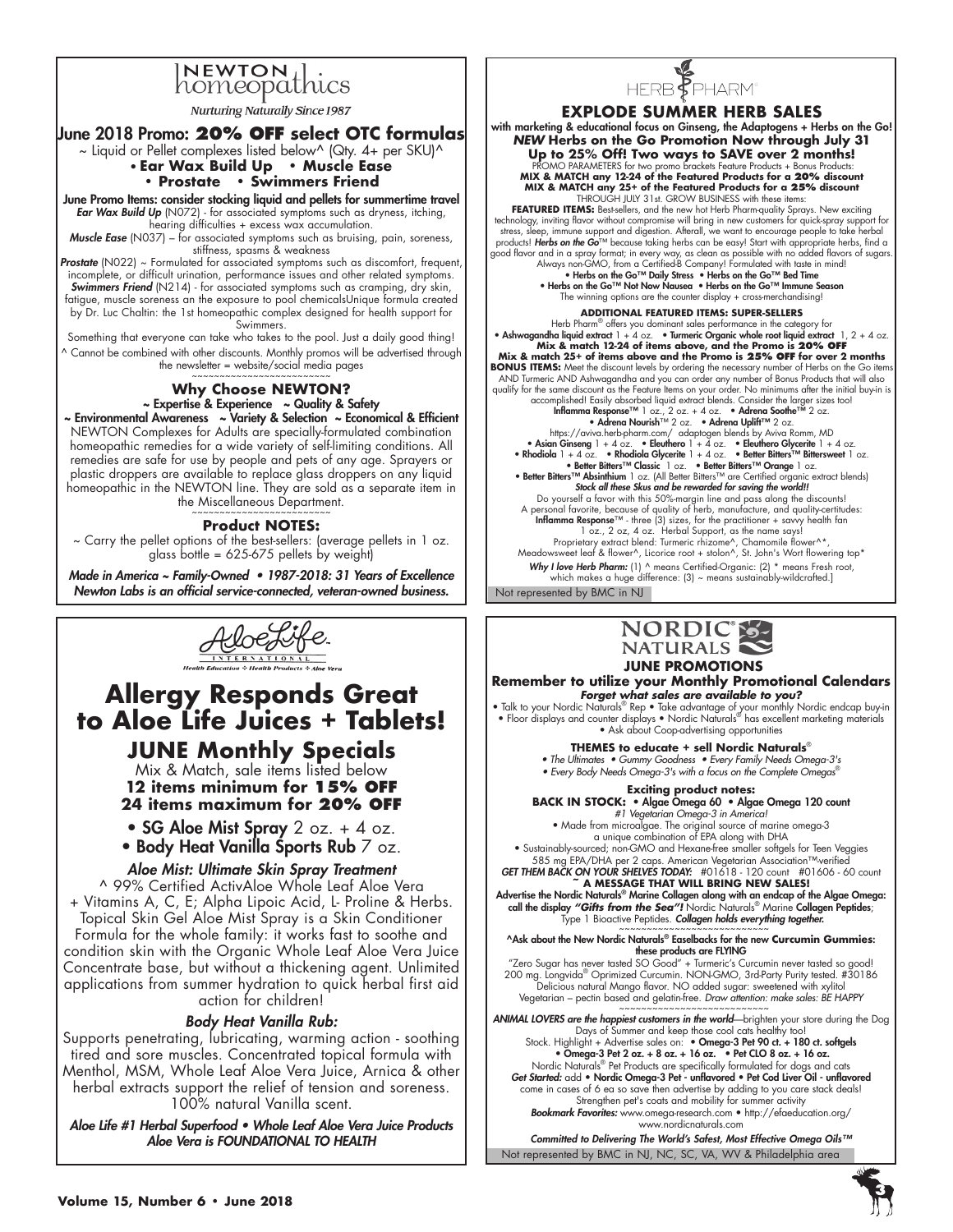# NEWTON homeopathics

*Nurturing Naturally Since 1987*

## June 2018 Promo: 20% OFF select OTC formulas

~ Liquid or Pellet complexes listed below^ (Qty. 4+ per SKU)^

**• Ear Wax Build Up • Muscle Ease**
**• Prostate • Swimmers Friend**

**June Promo Items: consider stocking liquid and pellets for summertime travel**

***Ear Wax Build Up*** (N072) - for associated symptoms such as dryness, itching, hearing difficulties + excess wax accumulation.

***Muscle Ease*** (N037) – for associated symptoms such as bruising, pain, soreness, stiffness, spasms & weakness

***Prostate*** (N022) ~ Formulated for associated symptoms such as discomfort, frequent, incomplete, or difficult urination, performance issues and other related symptoms.

***Swimmers Friend*** (N214) - for associated symptoms such as cramping, dry skin, fatigue, muscle soreness an the exposure to pool chemicalsUnique formula created by Dr. Luc Chaltin: the 1st homeopathic complex designed for health support for Swimmers.

Something that everyone can take who takes to the pool. Just a daily good thing!

^ Cannot be combined with other discounts. Monthly promos will be advertised through the newsletter = website/social media pages

~~~~~~~~~~~~~~~~~~~~~~~~~

### Why Choose NEWTON?

**~ Expertise & Experience ~ Quality & Safety**
**~ Environmental Awareness ~ Variety & Selection ~ Economical & Efficient**

NEWTON Complexes for Adults are specially-formulated combination homeopathic remedies for a wide variety of self-limiting conditions. All remedies are safe for use by people and pets of any age. Sprayers or plastic droppers are available to replace glass droppers on any liquid homeopathic in the NEWTON line. They are sold as a separate item in the Miscellaneous Department.

~~~~~~~~~~~~~~~~~~~~~~~~~

### Product NOTES:

~ Carry the pellet options of the best-sellers: (average pellets in 1 oz. glass bottle = 625-675 pellets by weight)

***Made in America ~ Family-Owned • 1987-2018: 31 Years of Excellence***
***Newton Labs is an official service-connected, veteran-owned business.***

---

# AloeLife INTERNATIONAL

*Health Education ❖ Health Products ❖ Aloe Vera*

## Allergy Responds Great to Aloe Life Juices + Tablets!

### JUNE Monthly Specials

Mix & Match, sale items listed below
**12 items minimum for 15% OFF**
**24 items maximum for 20% OFF**

- **SG Aloe Mist Spray** 2 oz. + 4 oz.
- **Body Heat Vanilla Sports Rub** 7 oz.

***Aloe Mist: Ultimate Skin Spray Treatment***

^ 99% Certified ActivAloe Whole Leaf Aloe Vera + Vitamins A, C, E; Alpha Lipoic Acid, L- Proline & Herbs. Topical Skin Gel Aloe Mist Spray is a Skin Conditioner Formula for the whole family: it works fast to soothe and condition skin with the Organic Whole Leaf Aloe Vera Juice Concentrate base, but without a thickening agent. Unlimited applications from summer hydration to quick herbal first aid action for children!

***Body Heat Vanilla Rub:***

Supports penetrating, lubricating, warming action - soothing tired and sore muscles. Concentrated topical formula with Menthol, MSM, Whole Leaf Aloe Vera Juice, Arnica & other herbal extracts support the relief of tension and soreness. 100% natural Vanilla scent.

***Aloe Life #1 Herbal Superfood • Whole Leaf Aloe Vera Juice Products***
***Aloe Vera is FOUNDATIONAL TO HEALTH***

---

# HERB PHARM

## EXPLODE SUMMER HERB SALES

**with marketing & educational focus on Ginseng, the Adaptogens + Herbs on the Go!**

***NEW* Herbs on the Go Promotion Now through July 31**
**Up to 25% Off! Two ways to SAVE over 2 months!**

PROMO PARAMETERS for two promo brackets Feature Products + Bonus Products:
**MIX & MATCH any 12-24 of the Featured Products for a 20% discount**
**MIX & MATCH any 25+ of the Featured Products for a 25% discount**
THROUGH JULY 31st. GROW BUSINESS with these items:

**FEATURED ITEMS:** Best-sellers, and the new hot Herb Pharm-quality Sprays. New exciting technology, inviting flavor without compromise will bring in new customers for quick-spray support for stress, sleep, immune support and digestion. Afterall, we want to encourage people to take herbal products! ***Herbs on the Go***™ because taking herbs can be easy! Start with appropriate herbs, find a good flavor and in a spray format; in every way, as clean as possible with no added flavors of sugars. Always non-GMO, from a Certified-B Company! Formulated with taste in mind!

**• Herbs on the Go™ Daily Stress • Herbs on the Go™ Bed Time**
**• Herbs on the Go™ Not Now Nausea • Herbs on the Go™ Immune Season**

The winning options are the counter display + cross-merchandising!

**ADDITIONAL FEATURED ITEMS: SUPER-SELLERS**

Herb Pharm® offers you dominant sales performance in the category for
**• Ashwagandha liquid extract** 1 + 4 oz. **• Turmeric Organic whole root liquid extract** 1, 2 + 4 oz.
**Mix & match 12-24 of items above, and the Promo is 20% OFF**
**Mix & match 25+ of items above and the Promo is 25% OFF for over 2 months**

**BONUS ITEMS:** Meet the discount levels by ordering the necessary number of Herbs on the Go items AND Turmeric AND Ashwagandha and you can order any number of Bonus Products that will also qualify for the same discount as the Feature Items on your order. No minimums after the initial buy-in is accomplished! Easily absorbed liquid extract blends. Consider the larger sizes too!

**Inflamma Response**™ 1 oz., 2 oz. + 4 oz. **• Adrena Soothe**™ 2 oz.
**• Adrena Nourish**™ 2 oz. **• Adrena Uplift**™ 2 oz.
https://aviva.herb-pharm.com/ adaptogen blends by Aviva Romm, MD
**• Asian Ginseng** 1 + 4 oz. **• Eleuthero** 1 + 4 oz. **• Eleuthero Glycerite** 1 + 4 oz.
**• Rhodiola** 1 + 4 oz. **• Rhodiola Glycerite** 1 + 4 oz. **• Better Bitters**™ **Bittersweet** 1 oz.
**• Better Bitters**™ **Classic** 1 oz. **• Better Bitters**™ **Orange** 1 oz.
**• Better Bitters**™ **Absinthium** 1 oz. (All Better Bitters™ are Certified organic extract blends)

***Stock all these Skus and be rewarded for saving the world!!***

Do yourself a favor with this 50%-margin line and pass along the discounts!
A personal favorite, because of quality of herb, manufacture, and quality-certitudes:
**Inflamma Response**™ - three (3) sizes, for the practitioner + savvy health fan
1 oz., 2 oz, 4 oz. Herbal Support, as the name says!
Proprietary extract blend: Turmeric rhizome^, Chamomile flower^*, Meadowsweet leaf & flower^, Licorice root + stolon^, St. John's Wort flowering top*

***Why I love Herb Pharm:*** (1) ^ means Certified-Organic: (2) * means Fresh root, which makes a huge difference: (3) ~ means sustainably-wildcrafted.]

Not represented by BMC in NJ

---

# NORDIC NATURALS

## JUNE PROMOTIONS

**Remember to utilize your Monthly Promotional Calendars**
***Forget what sales are available to you?***

• Talk to your Nordic Naturals® Rep • Take advantage of your monthly Nordic endcap buy-in • Floor displays and counter displays • Nordic Naturals® has excellent marketing materials • Ask about Coop-advertising opportunities

**THEMES to educate + sell Nordic Naturals®**

*• The Ultimates • Gummy Goodness • Every Family Needs Omega-3's*
*• Every Body Needs Omega-3's with a focus on the Complete Omegas®*

**Exciting product notes:**

**BACK IN STOCK: • Algae Omega 60 • Algae Omega 120 count**
*#1 Vegetarian Omega-3 in America!*
• Made from microalgae. The original source of marine omega-3 a unique combination of EPA along with DHA
• Sustainably-sourced; non-GMO and Hexane-free smaller softgels for Teen Veggies 585 mg EPA/DHA per 2 caps. American Vegetarian Association™-verified

***GET THEM BACK ON YOUR SHELVES TODAY:*** #01618 - 120 count #01606 - 60 count

**~ A MESSAGE THAT WILL BRING NEW SALES!**

**Advertise the Nordic Naturals® Marine Collagen along with an endcap of the Algae Omega: call the display *"Gifts from the Sea"!*** Nordic Naturals® Marine **Collagen Peptides**; Type 1 Bioactive Peptides. ***Collagen holds everything together.***

~~~~~~~~~~~~~~~~~~~~~~~~~

**^Ask about the New Nordic Naturals® Easelbacks for the new Curcumin Gummies: these products are FLYING**

"Zero Sugar has never tasted SO Good" + Turmeric's Curcumin never tasted so good! 200 mg. Longvida® Oprimized Curcumin. NON-GMO, 3rd-Party Purity tested. #30186 Delicious natural Mango flavor. NO added sugar: sweetened with xylitol Vegetarian – pectin based and gelatin-free. *Draw attention: make sales: BE HAPPY*

~~~~~~~~~~~~~~~~~~~~~~~~~

***ANIMAL LOVERS are the happiest customers in the world***—brighten your store during the Dog Days of Summer and keep those cool cats healthy too!

Stock. Highlight + Advertise sales on: **• Omega-3 Pet 90 ct. + 180 ct. softgels**
**• Omega-3 Pet 2 oz. + 8 oz. + 16 oz. • Pet CLO 8 oz. + 16 oz.**

Nordic Naturals® Pet Products are specifically formulated for dogs and cats

***Get Started:*** add **• Nordic Omega-3 Pet - unflavored • Pet Cod Liver Oil - unflavored** come in cases of 6 ea so save then advertise by adding to you care stack deals! Strengthen pet's coats and mobility for summer activity

***Bookmark Favorites:*** www.omega-research.com • http://efaeducation.org/ www.nordicnaturals.com

***Committed to Delivering The World's Safest, Most Effective Omega Oils™***

Not represented by BMC in NJ, NC, SC, VA, WV & Philadelphia area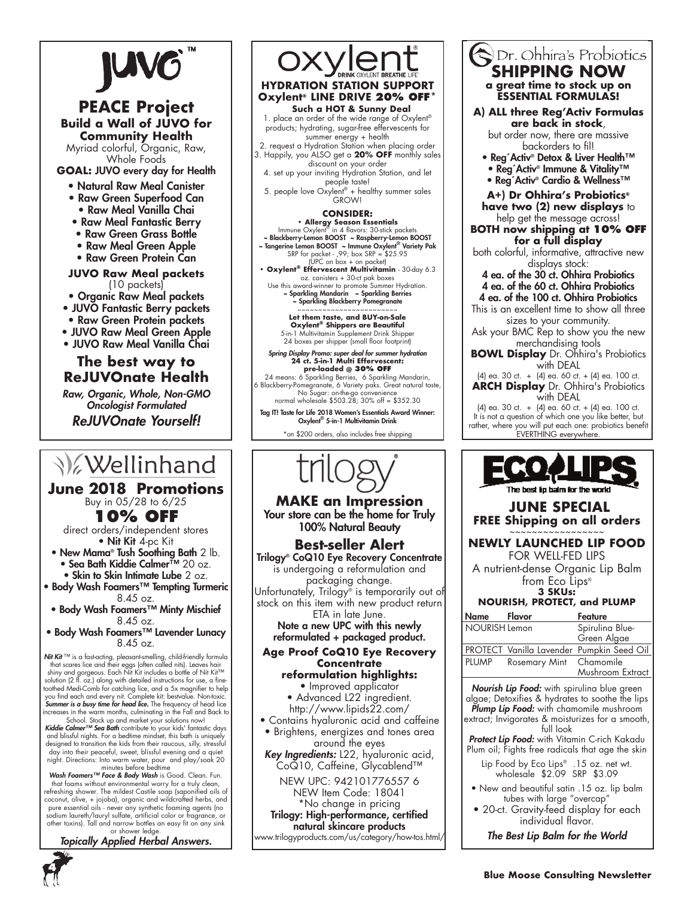# JUVO™

## PEACE Project

**Build a Wall of JUVO for Community Health**

Myriad colorful, Organic, Raw, Whole Foods

**GOAL:** JUVO every day for Health

- Natural Raw Meal Canister
- Raw Green Superfood Can
- Raw Meal Vanilla Chai
- Raw Meal Fantastic Berry
- Raw Green Grass Bottle
- Raw Meal Green Apple
- Raw Green Protein Can

**JUVO Raw Meal packets** (10 packets)

- Organic Raw Meal packets
- JUVO Fantastic Berry packets
- Raw Green Protein packets
- JUVO Raw Meal Green Apple
- JUVO Raw Meal Vanilla Chai

### The best way to ReJUVOnate Health

*Raw, Organic, Whole, Non-GMO Oncologist Formulated*

***ReJUVOnate Yourself!***

# oxylent®

DRINK OXYLENT BREATHE LIFE®

## HYDRATION STATION SUPPORT

**Oxylent® LINE DRIVE 20% OFF***

**Such a HOT & Sunny Deal**

1. place an order of the wide range of Oxylent® products; hydrating, sugar-free effervescents for summer energy + health
2. request a Hydration Station when placing order
3. Happily, you ALSO get a **20% OFF** monthly sales discount on your order
4. set up your inviting Hydration Station, and let people taste!
5. people love Oxylent® + healthy summer sales GROW!

**CONSIDER:**

- **Allergy Season Essentials**
  Immune Oxylent® in 4 flavors: 30-stick packets
  ~ Blackberry-Lemon BOOST ~ Raspberry-Lemon BOOST
  ~ Tangerine Lemon BOOST ~ Immune Oxylent® Variety Pak
  SRP for packet - ,99; box SRP = $25.95
  (UPC on box + on packet)
- **Oxylent® Effervescent Multivitamin** - 30-day 6.3 oz. canisters + 30-ct pak boxes
  Use this award-winner to promote Summer Hydration.
  ~ Sparkling Mandarin ~ Sparkling Berries
  ~ Sparkling Blackberry Pomegranate

~~~~~~~~~~~~~~~~~~~~

**Let them taste, and BUY-on-Sale**
**Oxylent® Shippers are Beautiful**

5-in-1 Multivitamin Supplement Drink Shipper
24 boxes per shipper (small floor footprint)

***Spring Display Promo: super deal for summer hydration***
**24 ct. 5-in-1 Multi Effervescent: pre-loaded @ 30% OFF**

24 means: 6 Sparkling Berries, 6 Sparkling Mandarin, 6 Blackberry-Pomegranate, 6 Variety paks. Great natural taste, No Sugar: on-the-go convenience
normal wholesale $503.28; 30% off = $352.30

**Tag IT! Taste for Life 2018 Women's Essentials Award Winner: Oxylent® 5-in-1 Multivitamin Drink**

*on $200 orders, also includes free shipping

# Dr. Ohhira's Probiotics

## SHIPPING NOW

**a great time to stock up on ESSENTIAL FORMULAS!**

**A) ALL three Reg'Activ Formulas are back in stock**, but order now, there are massive backorders to fill!

- Reg´Activ® Detox & Liver Health™
- Reg´Activ® Immune & Vitality™
- Reg´Activ® Cardio & Wellness™

**A+) Dr Ohhira's Probiotics® have two (2) new displays** to help get the message across!

**BOTH now shipping at 10% OFF for a full display**

both colorful, informative, attractive new displays stock:

**4 ea. of the 30 ct. Ohhira Probiotics**
**4 ea. of the 60 ct. Ohhira Probiotics**
**4 ea. of the 100 ct. Ohhira Probiotics**

This is an excellent time to show all three sizes to your community.

Ask your BMC Rep to show you the new merchandising tools

**BOWL Display** Dr. Ohhira's Probiotics with DEAL
(4) ea. 30 ct. + (4) ea. 60 ct. + (4) ea. 100 ct.

**ARCH Display** Dr. Ohhira's Probiotics with DEAL
(4) ea. 30 ct. + (4) ea. 60 ct. + (4) ea. 100 ct.

It is not a question of which one you like better, but rather, where you will put each one: probiotics benefit EVERTHING everywhere.

# Wellinhand

## June 2018 Promotions

Buy in 05/28 to 6/25

### 10% OFF

direct orders/independent stores

- **Nit Kit** 4-pc Kit
- **New Mama® Tush Soothing Bath** 2 lb.
- **Sea Bath Kiddie Calmer™** 20 oz.
- **Skin to Skin Intimate Lube** 2 oz.
- **Body Wash Foamers™ Tempting Turmeric** 8.45 oz.
- **Body Wash Foamers™ Minty Mischief** 8.45 oz.
- **Body Wash Foamers™ Lavender Lunacy** 8.45 oz.

***Nit Kit*** ™ is a fast-acting, pleasant-smelling, child-friendly formula that scares lice and their eggs (often called nits). Leaves hair shiny and gorgeous. Each Nit Kit includes a bottle of Nit Kit™ solution (2 fl. oz.) along with detailed instructions for use, a fine-toothed Medi-Comb for catching lice, and a 5x magnifier to help you find each and every nit. Complete kit: bestvalue. Non-toxic. ***Summer is a busy time for head lice.*** The frequency of head lice increases in the warm months, culminating in the Fall and Back to School. Stock up and market your solutions now!

***Kiddie Calmer™ Sea Bath*** contribute to your kids' fantastic days and blissful nights. For a bedtime mindset, this bath is uniquely designed to transition the kids from their raucous, silly, stressful day into their peaceful, sweet, blissful evening and a quiet night. Directions: Into warm water, pour and play/soak 20 minutes before bedtime

***Wash Foamers™ Face & Body Wash*** is Good. Clean. Fun. that foams without environmental worry for a truly clean, refreshing shower. The mildest Castile soap (saponified oils of coconut, olive, + jojoba), organic and wildcrafted herbs, and pure essential oils - never any synthetic foaming agents (no sodium laureth/lauryl sulfate, artificial color or fragrance, or other toxins). Tall and narrow bottles an easy fit on any sink or shower ledge.

***Topically Applied Herbal Answers.***

# trilogy®

## MAKE an Impression

**Your store can be the home for Truly 100% Natural Beauty**

### Best-seller Alert

**Trilogy® CoQ10 Eye Recovery Concentrate** is undergoing a reformulation and packaging change. Unfortunately, Trilogy® is temporarily out of stock on this item with new product return ETA in late June.

**Note a new UPC with this newly reformulated + packaged product.**

**Age Proof CoQ10 Eye Recovery Concentrate reformulation highlights:**

- Improved applicator
- Advanced L22 ingredient. http://www.lipids22.com/
- Contains hyaluronic acid and caffeine
- Brightens, energizes and tones area around the eyes

***Key Ingredients:*** L22, hyaluronic acid, CoQ10, Caffeine, Glycablend™

NEW UPC: 942101776557 6
NEW Item Code: 18041
*No change in pricing

**Trilogy: High-performance, certified natural skincare products**

www.trilogyproducts.com/us/category/how-tos.html/

# ECO LIPS

The best lip balm for the world

## JUNE SPECIAL

**FREE Shipping on all orders**

~~~~~~~~~~~~~~~~~~

**NEWLY LAUNCHED LIP FOOD**

FOR WELL-FED LIPS

A nutrient-dense Organic Lip Balm from Eco Lips®

**3 SKUs: NOURISH, PROTECT, and PLUMP**

| Name | Flavor | Feature |
|---|---|---|
| NOURISH | Lemon | Spirulina Blue-Green Algae |
| PROTECT | Vanilla Lavender | Pumpkin Seed Oil |
| PLUMP | Rosemary Mint | Chamomile Mushroom Extract |

***Nourish Lip Food:*** with spirulina blue green algae; Detoxifies & hydrates to soothe the lips

***Plump Lip Food:*** with chamomile mushroom extract; Invigorates & moisturizes for a smooth, full look

***Protect Lip Food:*** with Vitamin C-rich Kakadu Plum oil; Fights free radicals that age the skin

Lip Food by Eco Lips® .15 oz. net wt. wholesale $2.09 SRP $3.09

- New and beautiful satin .15 oz. lip balm tubes with large "overcap"
- 20-ct. Gravity-feed display for each individual flavor.

***The Best Lip Balm for the World***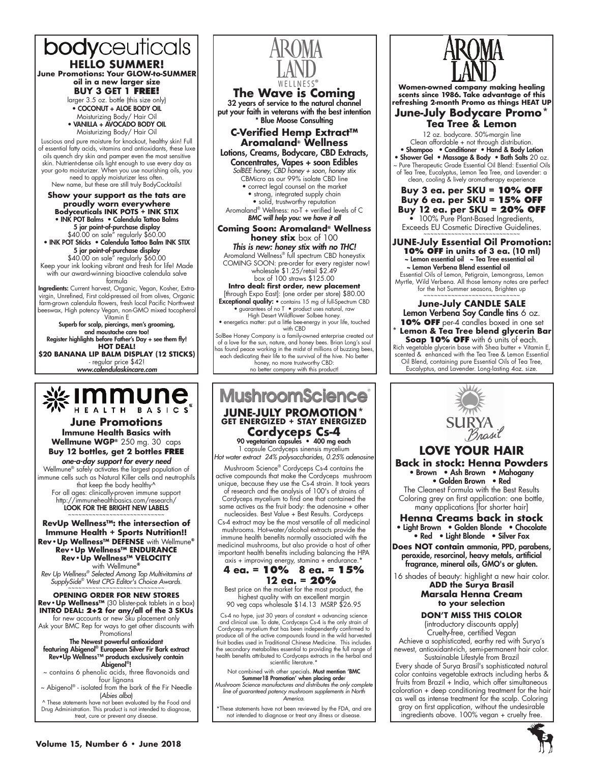# bodyceuticals

## HELLO SUMMER!

**June Promotions: Your GLOW-to-SUMMER oil in a new larger size**

**BUY 3 GET 1 FREE!**

larger 3.5 oz. bottle (this size only)

- **COCONUT + ALOE BODY OIL** Moisturizing Body/ Hair Oil
- **VANILLA + AVOCADO BODY OIL** Moisturizing Body/ Hair Oil

Luscious and pure moisture for knockout, healthy skin! Full of essential fatty acids, vitamins and antioxidants, these luxe oils quench dry skin and pamper even the most sensitive skin. Nutrient-dense oils light enough to use every day as your go-to moisturizer. When you use nourishing oils, you need to apply moisturizer less often.

New name, but these are still truly BodyCocktails!

**Show your support as the tats are proudly worn everywhere**

**Bodyceuticals INK POTS + INK STIX**

- **INK POT Balms • Calendula Tattoo Balms**
  **5 jar point-of-purchase display**
  $40.00 on sale" regularly $60.00
- **INK POT Sticks • Calendula Tattoo Balm INK STIX**
  **5 jar point-of-purchase display**
  $40.00 on sale" regularly $60.00

Keep your ink looking vibrant and fresh for life! Made with our award-winning bioactive calendula salve formula

**Ingredients:** Current harvest, Organic, Vegan, Kosher, Extra-virgin, Unrefined, First cold-pressed oil from olives, Organic farm-grown calendula flowers, fresh local Pacific Northwest beeswax, High potency Vegan, non-GMO mixed tocopherol Vitamin E

**Superb for scalp, piercings, men's grooming, and moustache care too!**

**Register highlights before Father's Day + see them fly!**

**HOT DEAL!**

**$20 BANANA LIP BALM DISPLAY (12 STICKS)**

- regular price $42!

*www.calendulaskincare.com*

---

# AROMA LAND WELLNESS®

## The Wave is Coming

**32 years of service to the natural channel put your faith in veterans with the best intention**

*** Blue Moose Consulting**

### C-Verified Hemp Extract™ Aromaland® Wellness

**Lotions, Creams, Bodycare, CBD Extracts, Concentrates, Vapes + soon Edibles**

*SolBEE honey, CBD honey + soon, honey stix*

CBMicro as our 99% isolate CBD line

- correct legal counsel on the market
- strong, integrated supply chain
- solid, trustworthy reputation

Aromaland® Wellness: no-T + verified levels of C

***BMC will help you: we have it all***

**Coming Soon: Aromaland® Wellness honey stix** box of 100

***This is new: honey stix with no THC!***

Aromaland Wellness® full spectrum CBD honeystix

COMING SOON: pre-order for every register now!

wholesale $1.25/retail $2.49

box of 100 straws $125.00

**Intro deal: first order, new placement**

[through Expo East]: (one order per store) $80.00

**Exceptional quality:** • contains 15 mg of full-Spectrum CBD • guarantees of no T • product uses natural, raw High Desert Wildflower Solbee honey. • energetics matter: put a little bee-energy in your life, touched with CBD

SolBee Honey Company is a family-owned enterprise created out of a love for the sun, nature, and honey bees. Brian Long's soul has found peace working in the midst of millions of buzzing bees, each dedicating their life to the survival of the hive. No better honey, no more trustworthy CBD: no better company with this product!

---

# AROMA LAND

**Women-owned company making healing scents since 1986. Take advantage of this refreshing 2-month Promo as things HEAT UP**

## June-July Bodycare Promo*

### Tea Tree & Lemon

12 oz. bodycare. 50%-margin line

Clean affordable + not through distribution.

**• Shampoo • Conditioner • Hand & Body Lotion • Shower Gel • Massage & Body • Bath Salts** 20 oz.

~ Pure Therapeutic Grade Essential Oil Blend: Essential Oils of Tea Tree, Eucalyptus, Lemon Tea Tree, and Lavender: a clean, cooling & lively aromatherapy experience

**Buy 3 ea. per SKU = 10% OFF**
**Buy 6 ea. per SKU = 15% OFF**
**Buy 12 ea. per SKU = 20% OFF**

• 100% Pure Plant-Based Ingredients, Exceeds EU Cosmetic Directive Guidelines.

**JUNE-July Essential Oil Promotion:**

**10% OFF in units of 3 ea. (10 ml)**

**~ Lemon essential oil ~ Tea Tree essential oil**
**~ Lemon Verbena Blend essential oil**

Essential Oils of Lemon, Petigrain, Lemongrass, Lemon Myrtle, Wild Verbena. All those lemony notes are perfect for the hot Summer seasons, Brighten up

**June-July CANDLE SALE**

**Lemon Verbena Soy Candle tins** 6 oz.

**10% OFF** per-4 candles boxed in one set

*** Lemon & Tea Tree blend glycerin Bar Soap 10% OFF** with 6 units of each.

Rich vegetable glycerin base with Shea butter + Vitamin E, scented & enhanced with the Tea Tree & Lemon Essential Oil Blend, containing pure Essential Oils of Tea Tree, Eucalyptus, and Lavender. Long-lasting 4oz. size.

---

# immune HEALTH BASICS®

## June Promotions

**Immune Health Basics with Wellmune WGP®** 250 mg. 30 caps

**Buy 12 bottles, get 2 bottles FREE**

***one-a-day support for every need***

Wellmune® safely activates the largest population of immune cells such as Natural Killer cells and neutrophils that keep the body healthy^

For all ages: clinically-proven immune support http://immunehealthbasics.com/research/

**LOOK FOR THE BRIGHT NEW LABELS**

**RevUp Wellness™: the intersection of Immune Health + Sports Nutrition!!**

**Rev•Up Wellness™ DEFENSE** with Wellmune®
**Rev•Up Wellness™ ENDURANCE**
**Rev•Up Wellness™ VELOCITY** with Wellmune®

*Rev Up Wellness® Selected Among Top Multivitamins at SupplySide® West CPG Editor's Choice Awards.*

**OPENING ORDER FOR NEW STORES**

**Rev•Up Wellness™** (30 blister-pak tablets in a box)

**INTRO DEAL: 2+2 for any/all of the 3 SKUs** for new accounts or new Sku placement only

Ask your BMC Rep for ways to get other discounts with Promotions!

**The Newest powerful antioxidant featuring Abigenol® European Silver Fir Bark extract Rev•Up Wellness™ products exclusively contain Abigenol®!**

~ contains 6 phenolic acids, three flavonoids and four lignans

~ Abigenol® - isolated from the bark of the Fir Needle (*Abies alba*)

^ These statements have not been evaluated by the Food and Drug Administration. This product is not intended to diagnose, treat, cure or prevent any disease.

---

# MushroomScience®

## JUNE-JULY PROMOTION*

**GET ENERGIZED + STAY ENERGIZED**

### Cordyceps Cs-4

**90 vegetarian capsules • 400 mg each**

1 capsule Cordyceps sinensis mycelium

*Hot water extract 24% polysaccharides, 0.25% adenosine*

Mushroom Science® Cordyceps Cs-4 contains the active compounds that make the Cordyceps mushroom unique, because they use the Cs-4 strain. It took years of research and the analysis of 100's of strains of Cordyceps mycelium to find one that contained the same actives as the fruit body: the adenosine + other nucleosides. Best Value + Best Results. Cordyceps Cs-4 extract may be the most versatile of all medicinal mushrooms. Hot-water/alcohol extracts provide the immune health benefits normally associated with the medicinal mushrooms, but also provide a host of other important health benefits including balancing the HPA axis + improving energy, stamina + endurance.*

**4 ea. = 10% 8 ea. = 15%**
**12 ea. = 20%**

Best price on the market for the most product, the highest quality with an excellent margin

90 veg caps wholesale $14.13 MSRP $26.95

Cs-4 no hype, just 30 years of constant + advancing science and clinical use. To date, Cordyceps Cs-4 is the only strain of Cordyceps mycelium that has been independently confirmed to produce all of the active compounds found in the wild harvested fruit bodies used in Traditional Chinese Medicine. This includes the secondary metabolites essential to providing the full range of health benefits attributed to Cordyceps extracts in the herbal and scientific literature.*

Not combined with other specials. **Must mention 'BMC Summer18 Promotion' when placing order**

*Mushroom Science manufactures and distributes the only complete line of guaranteed potency mushroom supplements in North America.*

*These statements have not been reviewed by the FDA, and are not intended to diagnose or treat any illness or disease.

---

# SURYA Brasil

## LOVE YOUR HAIR

**Back in stock: Henna Powders**

**• Brown • Ash Brown • Mahogany • Golden Brown • Red**

The Cleanest Formula with the Best Results Coloring grey on first application: one bottle, many applications [for shorter hair]

**Henna Creams back in stock**

**• Light Brown • Golden Blonde • Chocolate • Red • Light Blonde • Silver Fox**

**Does NOT contain ammonia, PPD, parabens, peroxide, resorcinol, heavy metals, artificial fragrance, mineral oils, GMO's or gluten.**

16 shades of beauty: highlight a new hair color.

**ADD the Surya Brasil Marsala Henna Cream to your selection**

**DON'T MISS THIS COLOR**

(introductory discounts apply)

Cruelty-free, certified Vegan

Achieve a sophisticated, earthy red with Surya's newest, antioxidant-rich, semi-permanent hair color.

Sustainable Lifestyle from Brazil

Every shade of Surya Brasil's sophisticated natural color contains vegetable extracts including herbs & fruits from Brazil + India, which offer simultaneous coloration + deep conditioning treatment for the hair as well as intense treatment for the scalp. Coloring gray on first application, without the undesirable ingredients above. 100% vegan + cruelty free.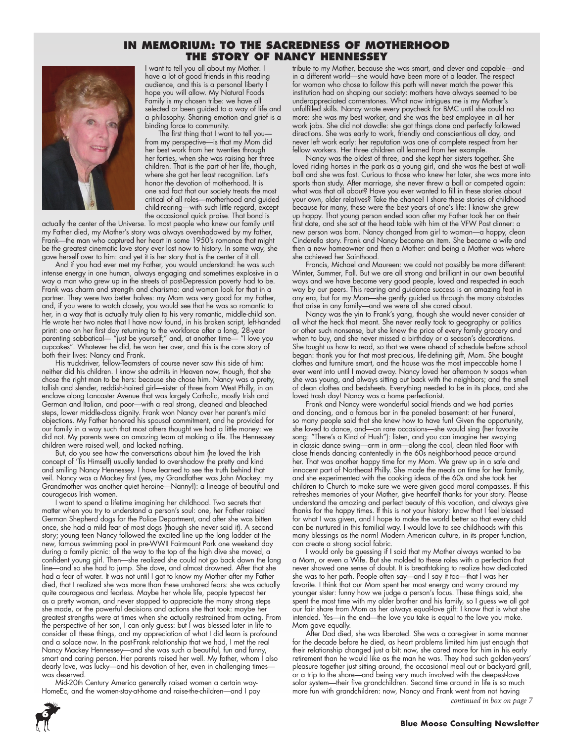# IN MEMORIUM: TO THE SACREDNESS OF MOTHERHOOD THE STORY OF NANCY HENNESSEY

I want to tell you all about my Mother. I have a lot of good friends in this reading audience, and this is a personal liberty I hope you will allow. My Natural Foods Family is my chosen tribe: we have all selected or been guided to a way of life and a philosophy. Sharing emotion and grief is a binding force to community.

The first thing that I want to tell you—from my perspective—is that my Mom did her best work from her twenties through her forties, when she was raising her three children. That is the part of her life, though, where she got her least recognition. Let's honor the devotion of motherhood. It is one sad fact that our society treats the most critical of all roles—motherhood and guided child-rearing—with such little regard, except the occasional quick praise. That bond is actually the center of the Universe. To most people who knew our family until my Father died, my Mother's story was always overshadowed by my father, Frank—the man who captured her heart in some 1950's romance that might be the greatest cinematic love story ever lost now to history. In some way, she gave herself over to him: and yet it is her story that is the center of it all.

And if you had ever met my Father, you would understand: he was such intense energy in one human, always engaging and sometimes explosive in a way a man who grew up in the streets of post-Depression poverty had to be. Frank was charm and strength and charisma: and woman look for that in a partner. They were two better halves: my Mom was very good for my Father, and, if you were to watch closely, you would see that he was so romantic to her, in a way that is actually truly alien to his very romantic, middle-child son. He wrote her two notes that I have now found, in his broken script, left-handed print: one on her first day returning to the workforce after a long, 28-year parenting sabbatical— "just be yourself;" and, at another time— "I love you cupcakes". Whatever he did, he won her over, and this is the core story of both their lives: Nancy and Frank.

His truckdriver, fellow-Teamsters of course never saw this side of him: neither did his children. I know she admits in Heaven now, though, that she chose the right man to be hers: because she chose him. Nancy was a pretty, tallish and slender, reddish-haired girl—sister of three from West Philly, in an enclave along Lancaster Avenue that was largely Catholic, mostly Irish and German and Italian, and poor—with a real strong, cleaned and bleached steps, lower middle-class dignity. Frank won Nancy over her parent's mild objections. My Father honored his spousal commitment, and he provided for our family in a way such that most others thought we had a little money: we did not. My parents were an amazing team at making a life. The Hennessey children were raised well, and lacked nothing.

But, do you see how the conversations about him (he loved the Irish concept of 'Tis Himself) usually tended to overshadow the pretty and kind and smiling Nancy Hennessey. I have learned to see the truth behind that veil. Nancy was a Mackey first (yes, my Grandfather was John Mackey: my Grandmother was another quiet heroine—Nanny!): a lineage of beautiful and courageous Irish women.

I want to spend a lifetime imagining her childhood. Two secrets that matter when you try to understand a person's soul: one, her Father raised German Shepherd dogs for the Police Department, and after she was bitten once, she had a mild fear of most dogs (though she never said it). A second story; young teen Nancy followed the excited line up the long ladder at the new, famous swimming pool in pre-WWII Fairmount Park one weekend day during a family picnic: all the way to the top of the high dive she moved, a confident young girl. Then—she realized she could not go back down the long line—and so she had to jump. She dove, and almost drowned. After that she had a fear of water. It was not until I got to know my Mother after my Father died, that I realized she was more than these unshared fears: she was actually quite courageous and fearless. Maybe her whole life, people typecast her as a pretty woman, and never stopped to appreciate the many strong steps she made, or the powerful decisions and actions she that took: maybe her greatest strengths were at times when she actually restrained from acting. From the perspective of her son, I can only guess: but I was blessed later in life to consider all these things, and my appreciation of what I did learn is profound and a solace now. In the post-Frank relationship that we had, I met the real Nancy Mackey Hennessey—and she was such a beautiful, fun and funny, smart and caring person. Her parents raised her well. My father, whom I also dearly love, was lucky—and his devotion of her, even in challenging times—was deserved.

Mid-20th Century America generally raised women a certain way-HomeEc, and the women-stay-at-home and raise-the-children—and I pay tribute to my Mother, because she was smart, and clever and capable—and in a different world—she would have been more of a leader. The respect for woman who chose to follow this path will never match the power this institution had on shaping our society: mothers have always seemed to be underappreciated cornerstones. What now intrigues me is my Mother's unfulfilled skills. Nancy wrote every paycheck for BMC until she could no more: she was my best worker, and she was the best employee in all her work jobs. She did not dawdle: she got things done and perfectly followed directions. She was early to work, friendly and conscientious all day, and never left work early: her reputation was one of complete respect from her fellow workers. Her three children all learned from her example.

Nancy was the oldest of three, and she kept her sisters together. She loved riding horses in the park as a young girl, and she was the best at wall-ball and she was fast. Curious to those who knew her later, she was more into sports than study. After marriage, she never threw a ball or competed again: what was that all about? Have you ever wanted to fill in these stories about your own, older relatives? Take the chance! I share these stories of childhood because for many, these were the best years of one's life: I know she grew up happy. That young person ended soon after my Father took her on their first date, and she sat at the head table with him at the VFW Post dinner: a new person was born. Nancy changed from girl to woman—a happy, clean Cinderella story. Frank and Nancy became an item. She became a wife and then a new homeowner and then a Mother: and being a Mother was where she achieved her Sainthood.

Francis, Michael and Maureen: we could not possibly be more different: Winter, Summer, Fall. But we are all strong and brilliant in our own beautiful ways and we have become very good people, loved and respected in each way by our peers. This rearing and guidance success is an amazing feat in any era, but for my Mom—she gently guided us through the many obstacles that arise in any family—and we were all she cared about.

Nancy was the yin to Frank's yang, though she would never consider at all what the heck that meant. She never really took to geography or politics or other such nonsense, but she knew the price of every family grocery and when to buy, and she never missed a birthday or a season's decorations. She taught us how to read, so that we were ahead of schedule before school began: thank you for that most precious, life-defining gift, Mom. She bought clothes and furniture smart, and the house was the most impeccable home I ever went into until I moved away. Nancy loved her afternoon tv soaps when she was young, and always sitting out back with the neighbors; and the smell of clean clothes and bedsheets. Everything needed to be in its place, and she loved trash day! Nancy was a home perfectionist.

Frank and Nancy were wonderful social friends and we had parties and dancing, and a famous bar in the paneled basement: at her Funeral, so many people said that she knew how to have fun! Given the opportunity, she loved to dance, and—on rare occasions—she would sing (her favorite song: "There's a Kind of Hush"): listen, and you can imagine her swaying in classic dance swing—arm in arm—along the cool, clean tiled floor with close friends dancing contentedly in the 60s neighborhood peace around her. That was another happy time for my Mom. We grew up in a safe and innocent part of Northeast Philly. She made the meals on time for her family, and she experimented with the cooking ideas of the 60s and she took her children to Church to make sure we were given good moral compasses. If this refreshes memories of your Mother, give heartfelt thanks for your story. Please understand the amazing and perfect beauty of this vocation, and always give thanks for the happy times. If this is not your history: know that I feel blessed for what I was given, and I hope to make the world better so that every child can be nurtured in this familial way. I would love to see childhoods with this many blessings as the norm! Modern American culture, in its proper function, can create a strong social fabric.

I would only be guessing if I said that my Mother always wanted to be a Mom, or even a Wife. But she molded to these roles with a perfection that never showed one sense of doubt. It is breathtaking to realize how dedicated she was to her path. People often say—and I say it too—that I was her favorite. I think that our Mom spent her most energy and worry around my younger sister: funny how we judge a person's focus. These things said, she spent the most time with my older brother and his family, so I guess we all got our fair share from Mom as her always equal-love gift: I know that is what she intended. Yes—in the end—the love you take is equal to the love you make. Mom gave equally.

After Dad died, she was liberated. She was a care-giver in some manner for the decade before he died, as heart problems limited him just enough that their relationship changed just a bit: now, she cared more for him in his early retirement than he would like as the man he was. They had such golden-years' pleasure together just sitting around, the occasional meal out or backyard grill, or a trip to the shore—and being very much involved with the deepest-love solar system—their five grandchildren. Second time around in life is so much more fun with grandchildren: now, Nancy and Frank went from not having

*continued in box on page 7*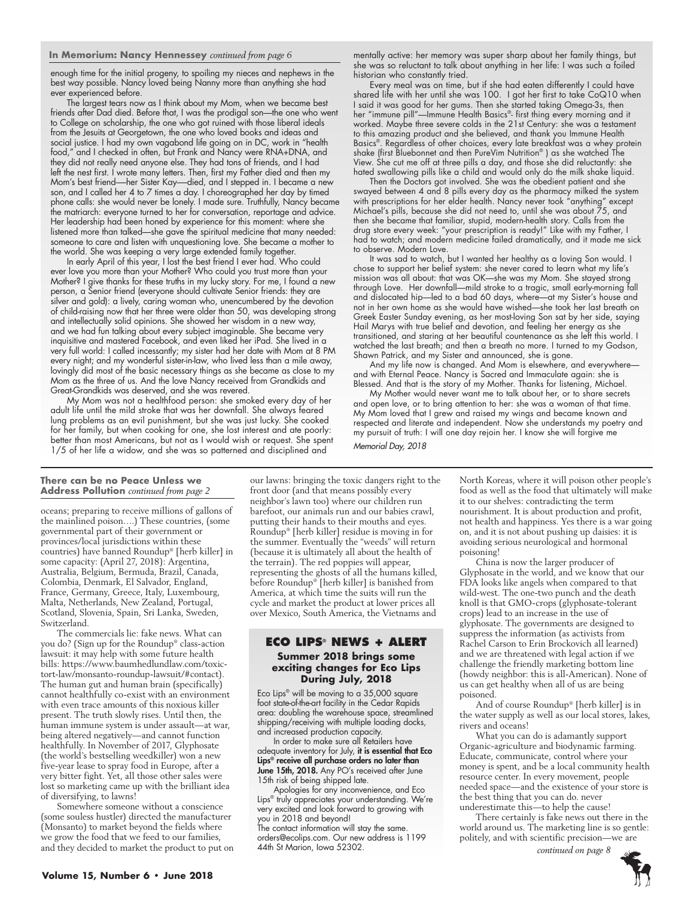## In Memorium: Nancy Hennessey *continued from page 6*

enough time for the initial progeny, to spoiling my nieces and nephews in the best way possible. Nancy loved being Nanny more than anything she had ever experienced before.

The largest tears now as I think about my Mom, when we became best friends after Dad died. Before that, I was the prodigal son—the one who went to College on scholarship, the one who got ruined with those liberal ideals from the Jesuits at Georgetown, the one who loved books and ideas and social justice. I had my own vagabond life going on in DC, work in "health food," and I checked in often, but Frank and Nancy were RNA+DNA, and they did not really need anyone else. They had tons of friends, and I had left the nest first. I wrote many letters. Then, first my Father died and then my Mom's best friend—her Sister Kay—died, and I stepped in. I became a new son, and I called her 4 to 7 times a day. I choreographed her day by timed phone calls: she would never be lonely. I made sure. Truthfully, Nancy became the matriarch: everyone turned to her for conversation, reportage and advice. Her leadership had been honed by experience for this moment: where she listened more than talked—she gave the spiritual medicine that many needed: someone to care and listen with unquestioning love. She became a mother to the world. She was keeping a very large extended family together.

In early April of this year, I lost the best friend I ever had. Who could ever love you more than your Mother? Who could you trust more than your Mother? I give thanks for these truths in my lucky story. For me, I found a new person, a Senior friend (everyone should cultivate Senior friends: they are silver and gold): a lively, caring woman who, unencumbered by the devotion of child-raising now that her three were older than 50, was developing strong and intellectually solid opinions. She showed her wisdom in a new way, and we had fun talking about every subject imaginable. She became very inquisitive and mastered Facebook, and even liked her iPad. She lived in a very full world: I called incessantly; my sister had her date with Mom at 8 PM every night; and my wonderful sister-in-law, who lived less than a mile away, lovingly did most of the basic necessary things as she became as close to my Mom as the three of us. And the love Nancy received from Grandkids and Great-Grandkids was deserved, and she was revered.

My Mom was not a healthfood person: she smoked every day of her adult life until the mild stroke that was her downfall. She always feared lung problems as an evil punishment, but she was just lucky. She cooked for her family, but when cooking for one, she lost interest and ate poorly: better than most Americans, but not as I would wish or request. She spent 1/5 of her life a widow, and she was so patterned and disciplined and mentally active: her memory was super sharp about her family things, but she was so reluctant to talk about anything in her life: I was such a foiled historian who constantly tried.

Every meal was on time, but if she had eaten differently I could have shared life with her until she was 100. I got her first to take CoQ10 when I said it was good for her gums. Then she started taking Omega-3s, then her "immune pill"—Immune Health Basics®- first thing every morning and it worked. Maybe three severe colds in the 21st Century: she was a testament to this amazing product and she believed, and thank you Immune Health Basics®. Regardless of other choices, every late breakfast was a whey protein shake (first Bluebonnet and then PureVim Nutrition® ) as she watched The View. She cut me off at three pills a day, and those she did reluctantly: she hated swallowing pills like a child and would only do the milk shake liquid.

Then the Doctors got involved. She was the obedient patient and she swayed between 4 and 8 pills every day as the pharmacy milked the system with prescriptions for her elder health. Nancy never took "anything" except Michael's pills, because she did not need to, until she was about 75, and then she became that familiar, stupid, modern-health story. Calls from the drug store every week: "your prescription is ready!" Like with my Father, I had to watch; and modern medicine failed dramatically, and it made me sick to observe. Modern Love.

It was sad to watch, but I wanted her healthy as a loving Son would. I chose to support her belief system: she never cared to learn what my life's mission was all about: that was OK—she was my Mom. She stayed strong through Love. Her downfall—mild stroke to a tragic, small early-morning fall and dislocated hip—led to a bad 60 days, where—at my Sister's house and not in her own home as she would have wished—she took her last breath on Greek Easter Sunday evening, as her most-loving Son sat by her side, saying Hail Marys with true belief and devotion, and feeling her energy as she transitioned, and staring at her beautiful countenance as she left this world. I watched the last breath; and then a breath no more. I turned to my Godson, Shawn Patrick, and my Sister and announced, she is gone.

And my life now is changed. And Mom is elsewhere, and everywhere—and with Eternal Peace. Nancy is Sacred and Immaculate again: she is Blessed. And that is the story of my Mother. Thanks for listening, Michael.

My Mother would never want me to talk about her, or to share secrets and open love, or to bring attention to her: she was a woman of that time. My Mom loved that I grew and raised my wings and became known and respected and literate and independent. Now she understands my poetry and my pursuit of truth: I will one day rejoin her. I know she will forgive me

*Memorial Day, 2018*

## There can be no Peace Unless we Address Pollution *continued from page 2*

oceans; preparing to receive millions of gallons of the mainlined poison….) These countries, (some governmental part of their government or provinces/local jurisdictions within these countries) have banned Roundup® [herb killer] in some capacity: (April 27, 2018): Argentina, Australia, Belgium, Bermuda, Brazil, Canada, Colombia, Denmark, El Salvador, England, France, Germany, Greece, Italy, Luxembourg, Malta, Netherlands, New Zealand, Portugal, Scotland, Slovenia, Spain, Sri Lanka, Sweden, Switzerland.

The commercials lie: fake news. What can you do? (Sign up for the Roundup® class-action lawsuit: it may help with some future health bills: https://www.baumhedlundlaw.com/toxic-tort-law/monsanto-roundup-lawsuit/#contact). The human gut and human brain (specifically) cannot healthfully co-exist with an environment with even trace amounts of this noxious killer present. The truth slowly rises. Until then, the human immune system is under assault—at war, being altered negatively—and cannot function healthfully. In November of 2017, Glyphosate (the world's bestselling weedkiller) won a new five-year lease to spray food in Europe, after a very bitter fight. Yet, all those other sales were lost so marketing came up with the brilliant idea of diversifying, to lawns!

Somewhere someone without a conscience (some souless hustler) directed the manufacturer (Monsanto) to market beyond the fields where we grow the food that we feed to our families, and they decided to market the product to put on our lawns: bringing the toxic dangers right to the front door (and that means possibly every neighbor's lawn too) where our children run barefoot, our animals run and our babies crawl, putting their hands to their mouths and eyes. Roundup® [herb killer] residue is moving in for the summer. Eventually the "weeds" will return (because it is ultimately all about the health of the terrain). The red poppies will appear, representing the ghosts of all the humans killed, before Roundup® [herb killer] is banished from America, at which time the suits will run the cycle and market the product at lower prices all over Mexico, South America, the Vietnams and North Koreas, where it will poison other people's food as well as the food that ultimately will make it to our shelves: contradicting the term nourishment. It is about production and profit, not health and happiness. Yes there is a war going on, and it is not about pushing up daisies: it is avoiding serious neurological and hormonal poisoning!

China is now the larger producer of Glyphosate in the world, and we know that our FDA looks like angels when compared to that wild-west. The one-two punch and the death knoll is that GMO-crops (glyphosate-tolerant crops) lead to an increase in the use of glyphosate. The governments are designed to suppress the information (as activists from Rachel Carson to Erin Brockovich all learned) and we are threatened with legal action if we challenge the friendly marketing bottom line (howdy neighbor: this is all-American). None of us can get healthy when all of us are being poisoned.

And of course Roundup® [herb killer] is in the water supply as well as our local stores, lakes, rivers and oceans!

What you can do is adamantly support Organic-agriculture and biodynamic farming. Educate, communicate, control where your money is spent, and be a local community health resource center. In every movement, people needed space—and the existence of your store is the best thing that you can do. never underestimate this—to help the cause!

There certainly is fake news out there in the world around us. The marketing line is so gentle: politely, and with scientific precision—we are

*continued on page 8*

## ECO LIPS® NEWS + ALERT

### Summer 2018 brings some exciting changes for Eco Lips During July, 2018

Eco Lips® will be moving to a 35,000 square foot state-of-the-art facility in the Cedar Rapids area: doubling the warehouse space, streamlined shipping/receiving with multiple loading docks, and increased production capacity.

In order to make sure all Retailers have adequate inventory for July, **it is essential that Eco Lips® receive all purchase orders no later than June 15th, 2018.** Any PO's received after June 15th risk of being shipped late.

Apologies for any inconvenience, and Eco Lips® truly appreciates your understanding. We're very excited and look forward to growing with you in 2018 and beyond!

The contact information will stay the same. orders@ecolips.com. Our new address is 1199 44th St Marion, Iowa 52302.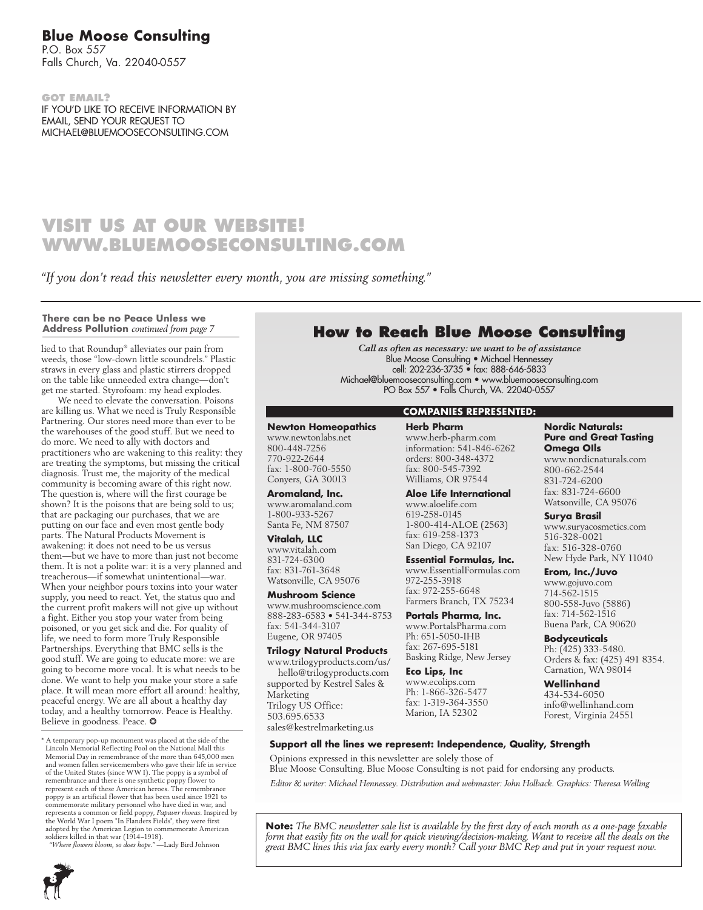**Blue Moose Consulting**
P.O. Box 557
Falls Church, Va. 22040-0557

**GOT EMAIL?**
IF YOU'D LIKE TO RECEIVE INFORMATION BY EMAIL, SEND YOUR REQUEST TO MICHAEL@BLUEMOOSECONSULTING.COM

## VISIT US AT OUR WEBSITE! WWW.BLUEMOOSECONSULTING.COM

*"If you don't read this newsletter every month, you are missing something."*

---

**There can be no Peace Unless we Address Pollution** *continued from page 7*

lied to that Roundup® alleviates our pain from weeds, those "low-down little scoundrels." Plastic straws in every glass and plastic stirrers dropped on the table like unneeded extra change—don't get me started. Styrofoam: my head explodes.

We need to elevate the conversation. Poisons are killing us. What we need is Truly Responsible Partnering. Our stores need more than ever to be the warehouses of the good stuff. But we need to do more. We need to ally with doctors and practitioners who are wakening to this reality: they are treating the symptoms, but missing the critical diagnosis. Trust me, the majority of the medical community is becoming aware of this right now. The question is, where will the first courage be shown? It is the poisons that are being sold to us; that are packaging our purchases, that we are putting on our face and even most gentle body parts. The Natural Products Movement is awakening: it does not need to be us versus them—but we have to more than just not become them. It is not a polite war: it is a very planned and treacherous—if somewhat unintentional—war. When your neighbor pours toxins into your water supply, you need to react. Yet, the status quo and the current profit makers will not give up without a fight. Either you stop your water from being poisoned, or you get sick and die. For quality of life, we need to form more Truly Responsible Partnerships. Everything that BMC sells is the good stuff. We are going to educate more: we are going to become more vocal. It is what needs to be done. We want to help you make your store a safe place. It will mean more effort all around: healthy, peaceful energy. We are all about a healthy day today, and a healthy tomorrow. Peace is Healthy. Believe in goodness. Peace. ✪

* A temporary pop-up monument was placed at the side of the Lincoln Memorial Reflecting Pool on the National Mall this Memorial Day in remembrance of the more than 645,000 men and women fallen servicemembers who gave their life in service of the United States (since WW I). The poppy is a symbol of remembrance and there is one synthetic poppy flower to represent each of these American heroes. The remembrance poppy is an artificial flower that has been used since 1921 to commemorate military personnel who have died in war, and represents a common or field poppy, *Papaver rhoeas*. Inspired by the World War I poem "In Flanders Fields", they were first adopted by the American Legion to commemorate American soldiers killed in that war (1914–1918).
*"Where flowers bloom, so does hope."* —Lady Bird Johnson

## How to Reach Blue Moose Consulting

*Call as often as necessary: we want to be of assistance*
Blue Moose Consulting • Michael Hennessey
cell: 202-236-3735 • fax: 888-646-5833
Michael@bluemooseconsulting.com • www.bluemooseconsulting.com
PO Box 557 • Falls Church, VA. 22040-0557

### COMPANIES REPRESENTED:

**Newton Homeopathics**
www.newtonlabs.net
800-448-7256
770-922-2644
fax: 1-800-760-5550
Conyers, GA 30013

**Aromaland, Inc.**
www.aromaland.com
1-800-933-5267
Santa Fe, NM 87507

**Vitalah, LLC**
www.vitalah.com
831-724-6300
fax: 831-761-3648
Watsonville, CA 95076

**Mushroom Science**
www.mushroomscience.com
888-283-6583 • 541-344-8753
fax: 541-344-3107
Eugene, OR 97405

**Trilogy Natural Products**
www.trilogyproducts.com/us/
hello@trilogyproducts.com
supported by Kestrel Sales & Marketing
Trilogy US Office:
503.695.6533
sales@kestrelmarketing.us

**Herb Pharm**
www.herb-pharm.com
information: 541-846-6262
orders: 800-348-4372
fax: 800-545-7392
Williams, OR 97544

**Aloe Life International**
www.aloelife.com
619-258-0145
1-800-414-ALOE (2563)
fax: 619-258-1373
San Diego, CA 92107

**Essential Formulas, Inc.**
www.EssentialFormulas.com
972-255-3918
fax: 972-255-6648
Farmers Branch, TX 75234

**Portals Pharma, Inc.**
www.PortalsPharma.com
Ph: 651-5050-IHB
fax: 267-695-5181
Basking Ridge, New Jersey

**Eco Lips, Inc**
www.ecolips.com
Ph: 1-866-326-5477
fax: 1-319-364-3550
Marion, IA 52302

**Nordic Naturals: Pure and Great Tasting Omega OIls**
www.nordicnaturals.com
800-662-2544
831-724-6200
fax: 831-724-6600
Watsonville, CA 95076

**Surya Brasil**
www.suryacosmetics.com
516-328-0021
fax: 516-328-0760
New Hyde Park, NY 11040

**Erom, Inc./Juvo**
www.gojuvo.com
714-562-1515
800-558-Juvo (5886)
fax: 714-562-1516
Buena Park, CA 90620

**Bodyceuticals**
Ph: (425) 333-5480.
Orders & fax: (425) 491 8354.
Carnation, WA 98014

**Wellinhand**
434-534-6050
info@wellinhand.com
Forest, Virginia 24551

**Support all the lines we represent: Independence, Quality, Strength**

Opinions expressed in this newsletter are solely those of Blue Moose Consulting. Blue Moose Consulting is not paid for endorsing any products.

*Editor & writer: Michael Hennessey. Distribution and webmaster: John Holback. Graphics: Theresa Welling*

**Note:** *The BMC newsletter sale list is available by the first day of each month as a one-page faxable form that easily fits on the wall for quick viewing/decision-making. Want to receive all the deals on the great BMC lines this via fax early every month? Call your BMC Rep and put in your request now.*